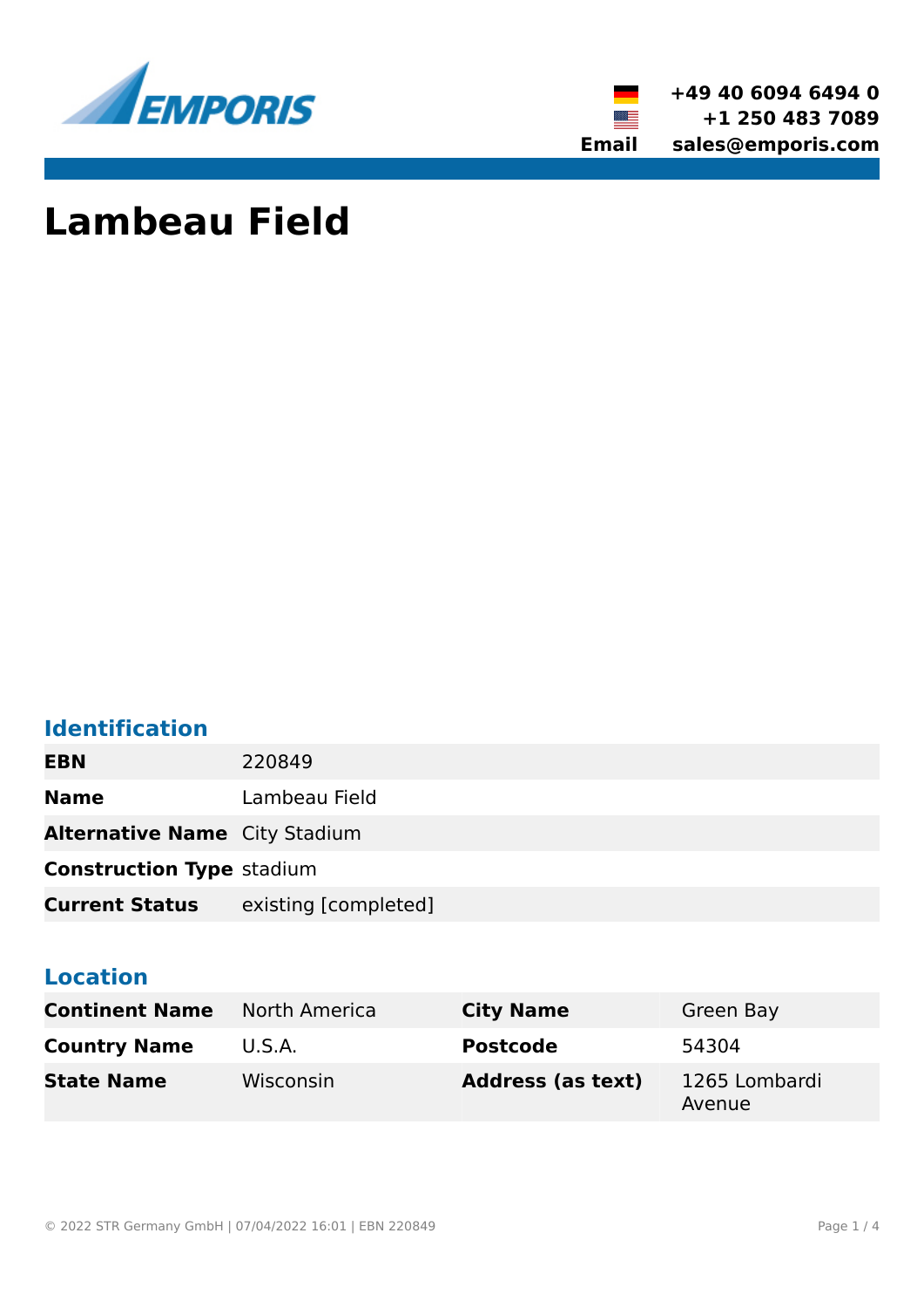+49 40 6094 6494 0
+1 250 483 7089
**Email** sales@emporis.com

# Lambeau Field

## Identification

| | |
|---|---|
| **EBN** | 220849 |
| **Name** | Lambeau Field |
| **Alternative Name** | City Stadium |
| **Construction Type** | stadium |
| **Current Status** | existing [completed] |

## Location

| | | | |
|---|---|---|---|
| **Continent Name** | North America | **City Name** | Green Bay |
| **Country Name** | U.S.A. | **Postcode** | 54304 |
| **State Name** | Wisconsin | **Address (as text)** | 1265 Lombardi Avenue |

© 2022 STR Germany GmbH | 07/04/2022 16:01 | EBN 220849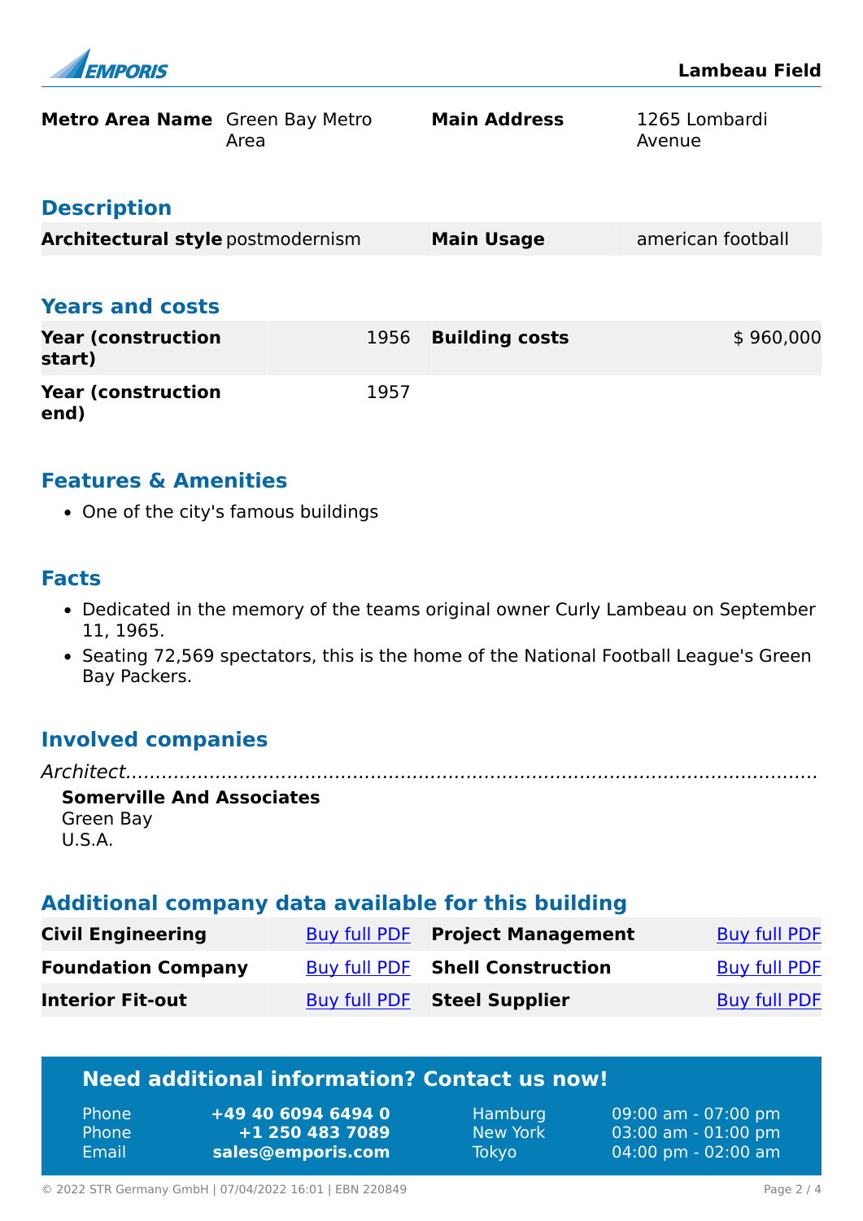| **Metro Area Name** | Green Bay Metro Area | **Main Address** | 1265 Lombardi Avenue |
|---|---|---|---|

## Description

| **Architectural style** | postmodernism | **Main Usage** | american football |
|---|---|---|---|

## Years and costs

| **Year (construction start)** | 1956 | **Building costs** | $ 960,000 |
|---|---|---|---|
| **Year (construction end)** | 1957 | | |

## Features & Amenities

- One of the city's famous buildings

## Facts

- Dedicated in the memory of the teams original owner Curly Lambeau on September 11, 1965.
- Seating 72,569 spectators, this is the home of the National Football League's Green Bay Packers.

## Involved companies

*Architect*

**Somerville And Associates**
Green Bay
U.S.A.

## Additional company data available for this building

| **Civil Engineering** | Buy full PDF | **Project Management** | Buy full PDF |
|---|---|---|---|
| **Foundation Company** | Buy full PDF | **Shell Construction** | Buy full PDF |
| **Interior Fit-out** | Buy full PDF | **Steel Supplier** | Buy full PDF |

## Need additional information? Contact us now!

| | | | |
|---|---|---|---|
| Phone | **+49 40 6094 6494 0** | Hamburg | 09:00 am - 07:00 pm |
| Phone | **+1 250 483 7089** | New York | 03:00 am - 01:00 pm |
| Email | **sales@emporis.com** | Tokyo | 04:00 pm - 02:00 am |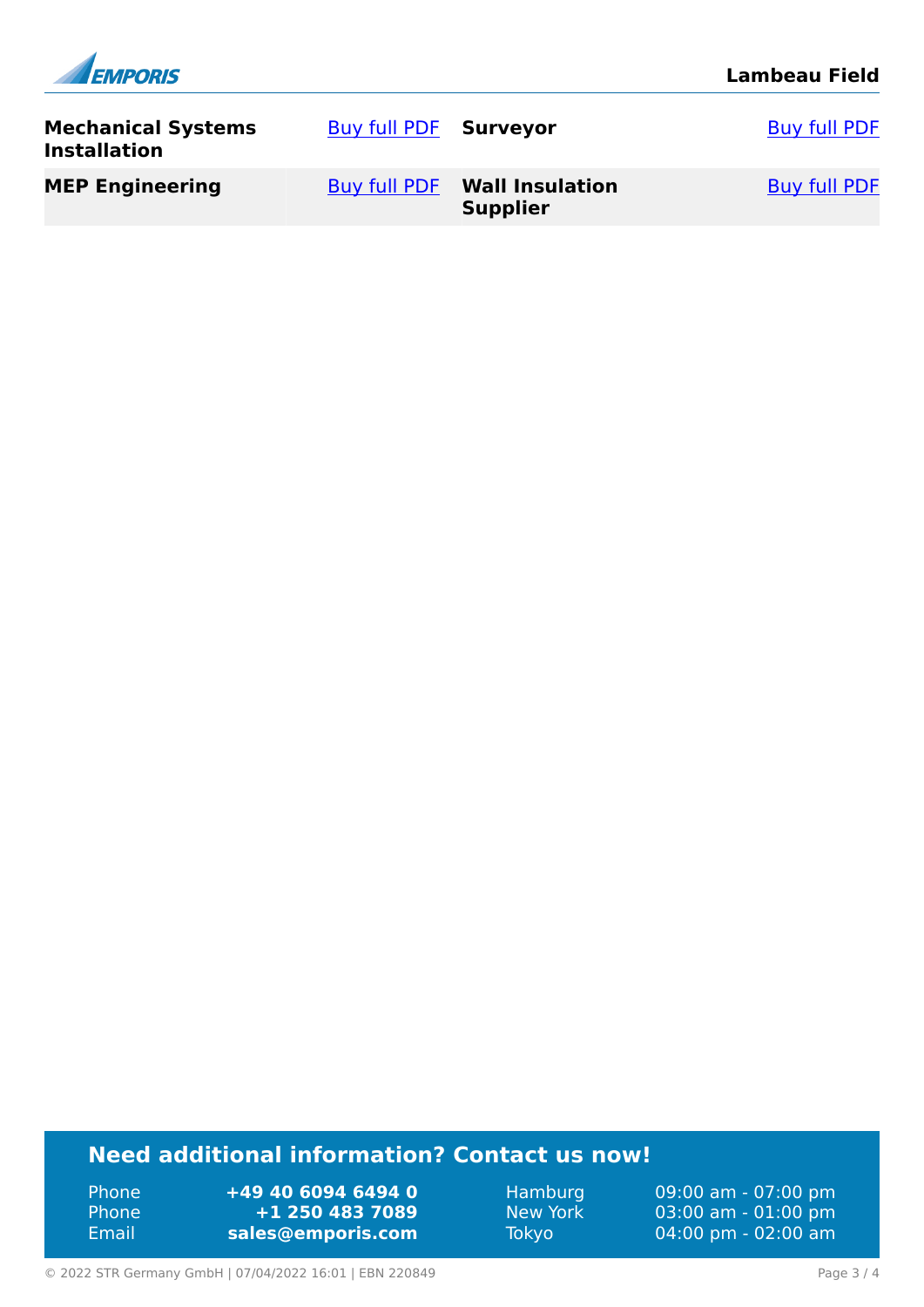| | | | |
|---|---|---|---|
| **Mechanical Systems Installation** | Buy full PDF | **Surveyor** | Buy full PDF |
| **MEP Engineering** | Buy full PDF | **Wall Insulation Supplier** | Buy full PDF |

## Need additional information? Contact us now!

| | | | |
|---|---|---|---|
| Phone | **+49 40 6094 6494 0** | Hamburg | 09:00 am - 07:00 pm |
| Phone | **+1 250 483 7089** | New York | 03:00 am - 01:00 pm |
| Email | **sales@emporis.com** | Tokyo | 04:00 pm - 02:00 am |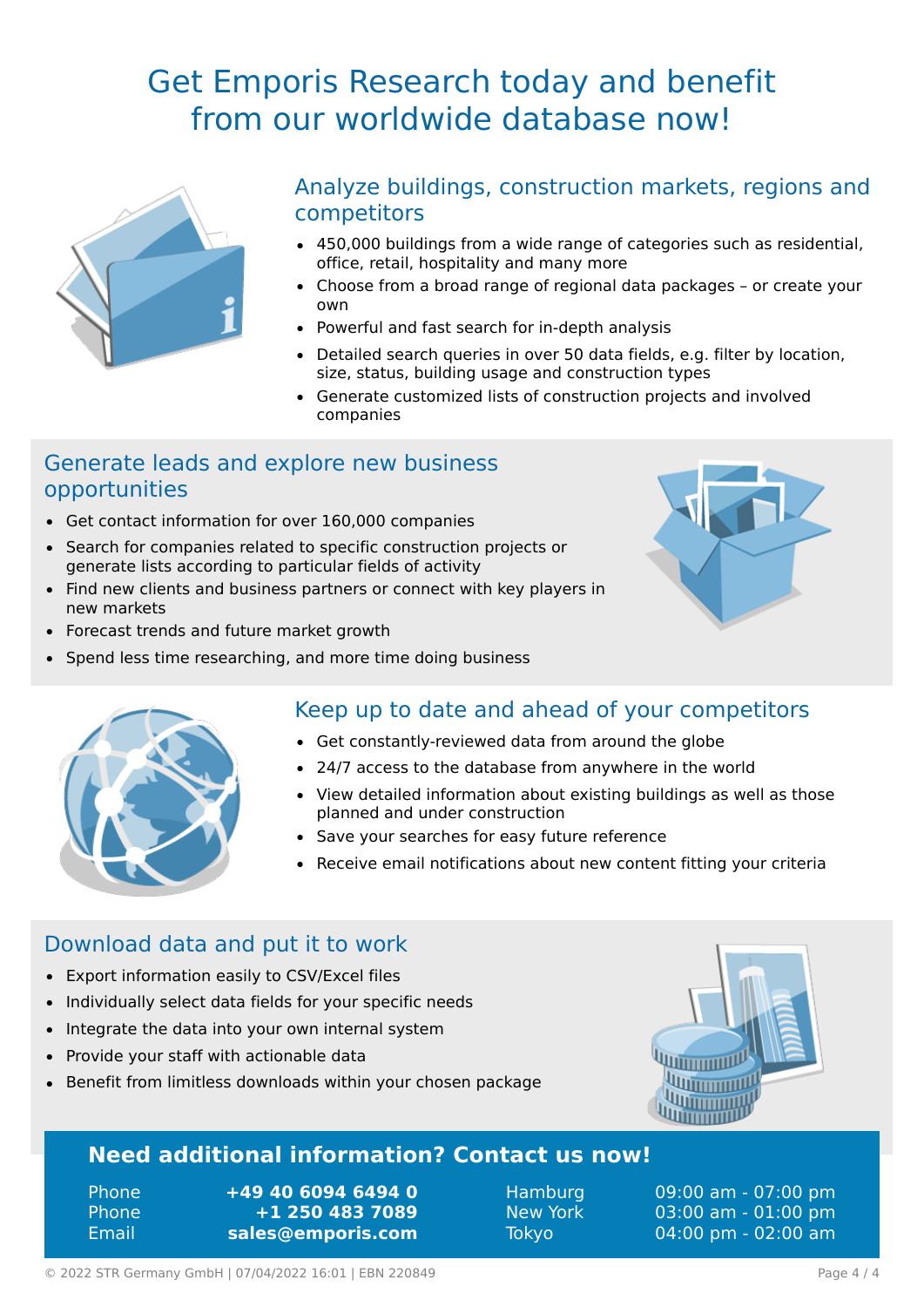# Get Emporis Research today and benefit from our worldwide database now!

## Analyze buildings, construction markets, regions and competitors

- 450,000 buildings from a wide range of categories such as residential, office, retail, hospitality and many more
- Choose from a broad range of regional data packages – or create your own
- Powerful and fast search for in-depth analysis
- Detailed search queries in over 50 data fields, e.g. filter by location, size, status, building usage and construction types
- Generate customized lists of construction projects and involved companies

## Generate leads and explore new business opportunities

- Get contact information for over 160,000 companies
- Search for companies related to specific construction projects or generate lists according to particular fields of activity
- Find new clients and business partners or connect with key players in new markets
- Forecast trends and future market growth
- Spend less time researching, and more time doing business

## Keep up to date and ahead of your competitors

- Get constantly-reviewed data from around the globe
- 24/7 access to the database from anywhere in the world
- View detailed information about existing buildings as well as those planned and under construction
- Save your searches for easy future reference
- Receive email notifications about new content fitting your criteria

## Download data and put it to work

- Export information easily to CSV/Excel files
- Individually select data fields for your specific needs
- Integrate the data into your own internal system
- Provide your staff with actionable data
- Benefit from limitless downloads within your chosen package

### Need additional information? Contact us now!

| | | | |
|---|---|---|---|
| Phone | **+49 40 6094 6494 0** | Hamburg | 09:00 am - 07:00 pm |
| Phone | **+1 250 483 7089** | New York | 03:00 am - 01:00 pm |
| Email | **sales@emporis.com** | Tokyo | 04:00 pm - 02:00 am |

© 2022 STR Germany GmbH | 07/04/2022 16:01 | EBN 220849